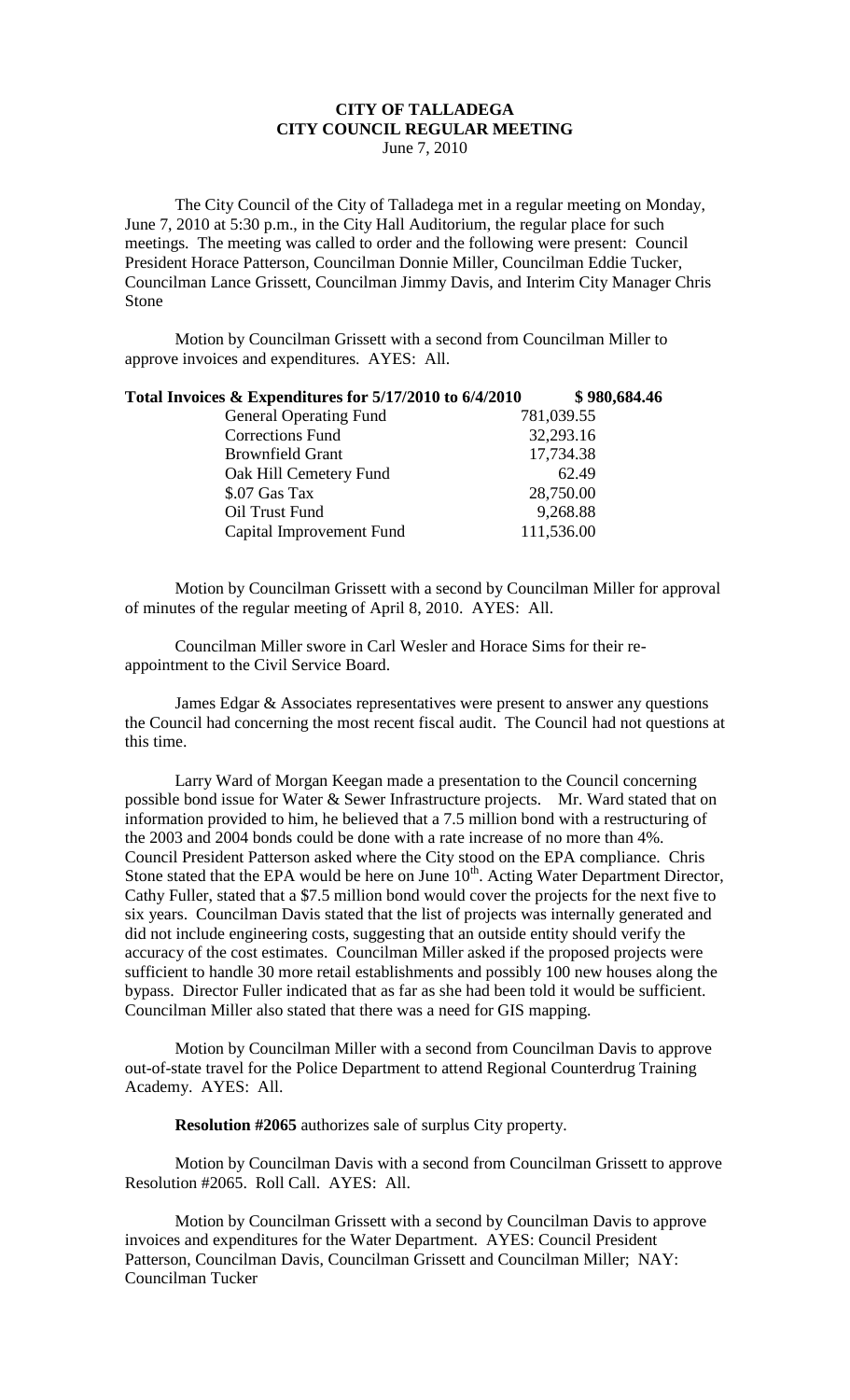# CITY OF TALLADEGA
## CITY COUNCIL REGULAR MEETING
June 7, 2010

The City Council of the City of Talladega met in a regular meeting on Monday, June 7, 2010 at 5:30 p.m., in the City Hall Auditorium, the regular place for such meetings. The meeting was called to order and the following were present: Council President Horace Patterson, Councilman Donnie Miller, Councilman Eddie Tucker, Councilman Lance Grissett, Councilman Jimmy Davis, and Interim City Manager Chris Stone

Motion by Councilman Grissett with a second from Councilman Miller to approve invoices and expenditures. AYES: All.

| **Total Invoices & Expenditures for 5/17/2010 to 6/4/2010** | **$ 980,684.46** |
|---|---|
| General Operating Fund | 781,039.55 |
| Corrections Fund | 32,293.16 |
| Brownfield Grant | 17,734.38 |
| Oak Hill Cemetery Fund | 62.49 |
| $.07 Gas Tax | 28,750.00 |
| Oil Trust Fund | 9,268.88 |
| Capital Improvement Fund | 111,536.00 |

Motion by Councilman Grissett with a second by Councilman Miller for approval of minutes of the regular meeting of April 8, 2010. AYES: All.

Councilman Miller swore in Carl Wesler and Horace Sims for their re-appointment to the Civil Service Board.

James Edgar & Associates representatives were present to answer any questions the Council had concerning the most recent fiscal audit. The Council had not questions at this time.

Larry Ward of Morgan Keegan made a presentation to the Council concerning possible bond issue for Water & Sewer Infrastructure projects. Mr. Ward stated that on information provided to him, he believed that a 7.5 million bond with a restructuring of the 2003 and 2004 bonds could be done with a rate increase of no more than 4%. Council President Patterson asked where the City stood on the EPA compliance. Chris Stone stated that the EPA would be here on June 10th. Acting Water Department Director, Cathy Fuller, stated that a $7.5 million bond would cover the projects for the next five to six years. Councilman Davis stated that the list of projects was internally generated and did not include engineering costs, suggesting that an outside entity should verify the accuracy of the cost estimates. Councilman Miller asked if the proposed projects were sufficient to handle 30 more retail establishments and possibly 100 new houses along the bypass. Director Fuller indicated that as far as she had been told it would be sufficient. Councilman Miller also stated that there was a need for GIS mapping.

Motion by Councilman Miller with a second from Councilman Davis to approve out-of-state travel for the Police Department to attend Regional Counterdrug Training Academy. AYES: All.

**Resolution #2065** authorizes sale of surplus City property.

Motion by Councilman Davis with a second from Councilman Grissett to approve Resolution #2065. Roll Call. AYES: All.

Motion by Councilman Grissett with a second by Councilman Davis to approve invoices and expenditures for the Water Department. AYES: Council President Patterson, Councilman Davis, Councilman Grissett and Councilman Miller; NAY: Councilman Tucker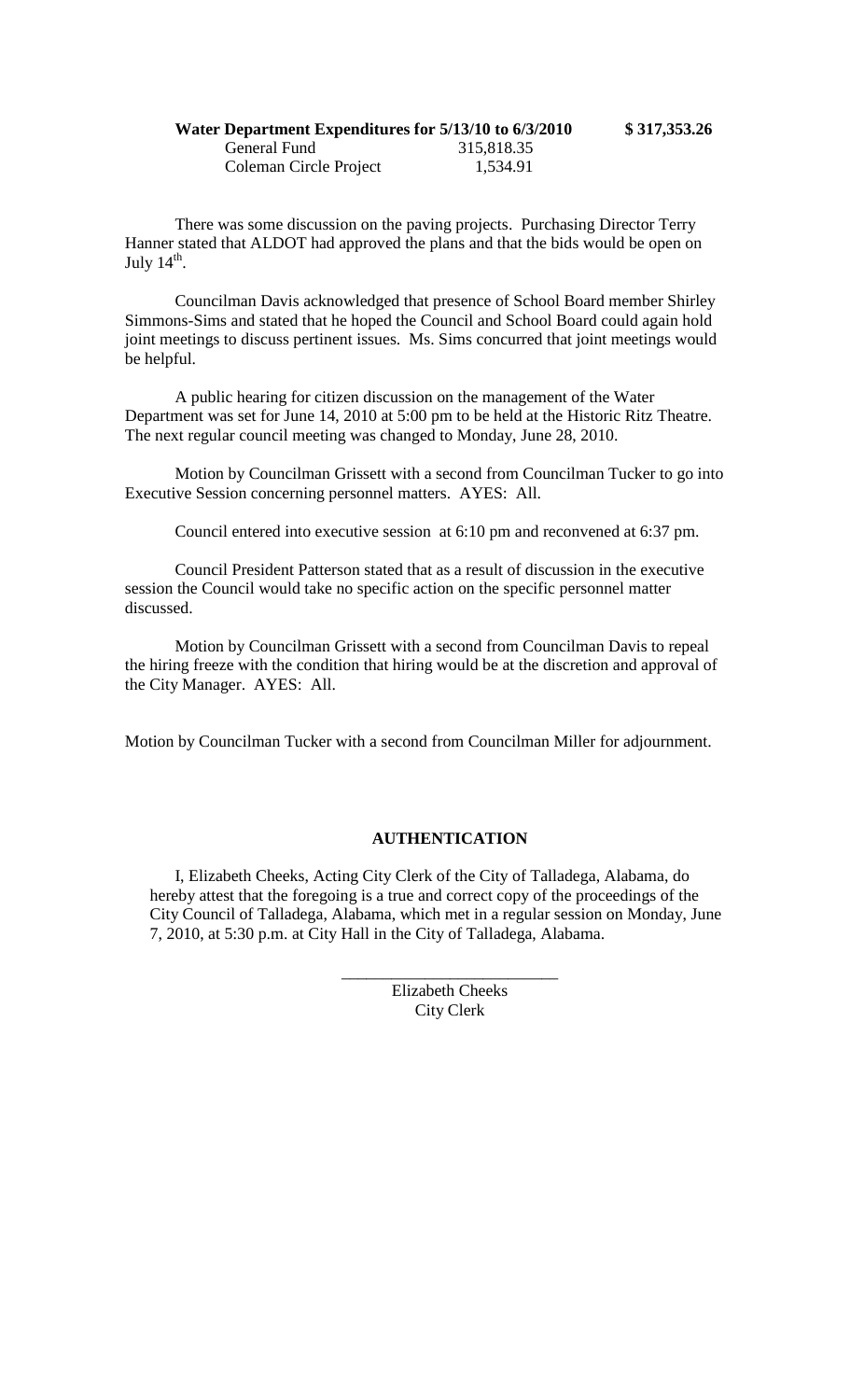| | | |
|---|---|---|
| **Water Department Expenditures for 5/13/10 to 6/3/2010** | | **$ 317,353.26** |
| General Fund | 315,818.35 | |
| Coleman Circle Project | 1,534.91 | |

There was some discussion on the paving projects. Purchasing Director Terry Hanner stated that ALDOT had approved the plans and that the bids would be open on July 14th.

Councilman Davis acknowledged that presence of School Board member Shirley Simmons-Sims and stated that he hoped the Council and School Board could again hold joint meetings to discuss pertinent issues. Ms. Sims concurred that joint meetings would be helpful.

A public hearing for citizen discussion on the management of the Water Department was set for June 14, 2010 at 5:00 pm to be held at the Historic Ritz Theatre. The next regular council meeting was changed to Monday, June 28, 2010.

Motion by Councilman Grissett with a second from Councilman Tucker to go into Executive Session concerning personnel matters. AYES: All.

Council entered into executive session at 6:10 pm and reconvened at 6:37 pm.

Council President Patterson stated that as a result of discussion in the executive session the Council would take no specific action on the specific personnel matter discussed.

Motion by Councilman Grissett with a second from Councilman Davis to repeal the hiring freeze with the condition that hiring would be at the discretion and approval of the City Manager. AYES: All.

Motion by Councilman Tucker with a second from Councilman Miller for adjournment.

**AUTHENTICATION**

I, Elizabeth Cheeks, Acting City Clerk of the City of Talladega, Alabama, do hereby attest that the foregoing is a true and correct copy of the proceedings of the City Council of Talladega, Alabama, which met in a regular session on Monday, June 7, 2010, at 5:30 p.m. at City Hall in the City of Talladega, Alabama.

\_\_\_\_\_\_\_\_\_\_\_\_\_\_\_\_\_\_\_\_\_\_\_\_\_\_

Elizabeth Cheeks
City Clerk